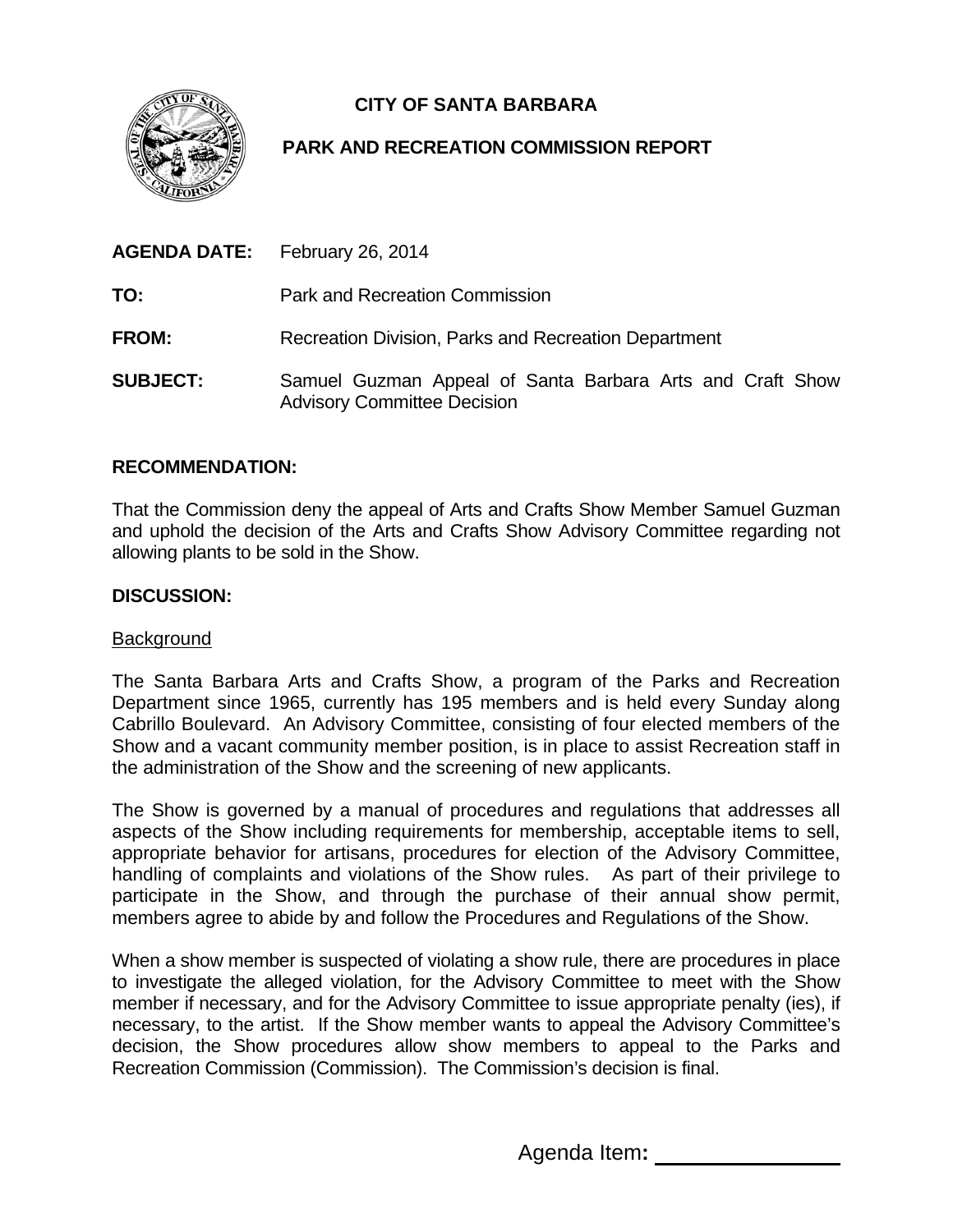# CITY OF SANTA BARBARA

## PARK AND RECREATION COMMISSION REPORT

**AGENDA DATE:** February 26, 2014

**TO:** Park and Recreation Commission

**FROM:** Recreation Division, Parks and Recreation Department

**SUBJECT:** Samuel Guzman Appeal of Santa Barbara Arts and Craft Show Advisory Committee Decision

**RECOMMENDATION:**

That the Commission deny the appeal of Arts and Crafts Show Member Samuel Guzman and uphold the decision of the Arts and Crafts Show Advisory Committee regarding not allowing plants to be sold in the Show.

**DISCUSSION:**

Background

The Santa Barbara Arts and Crafts Show, a program of the Parks and Recreation Department since 1965, currently has 195 members and is held every Sunday along Cabrillo Boulevard. An Advisory Committee, consisting of four elected members of the Show and a vacant community member position, is in place to assist Recreation staff in the administration of the Show and the screening of new applicants.

The Show is governed by a manual of procedures and regulations that addresses all aspects of the Show including requirements for membership, acceptable items to sell, appropriate behavior for artisans, procedures for election of the Advisory Committee, handling of complaints and violations of the Show rules. As part of their privilege to participate in the Show, and through the purchase of their annual show permit, members agree to abide by and follow the Procedures and Regulations of the Show.

When a show member is suspected of violating a show rule, there are procedures in place to investigate the alleged violation, for the Advisory Committee to meet with the Show member if necessary, and for the Advisory Committee to issue appropriate penalty (ies), if necessary, to the artist. If the Show member wants to appeal the Advisory Committee's decision, the Show procedures allow show members to appeal to the Parks and Recreation Commission (Commission). The Commission's decision is final.

Agenda Item: _______________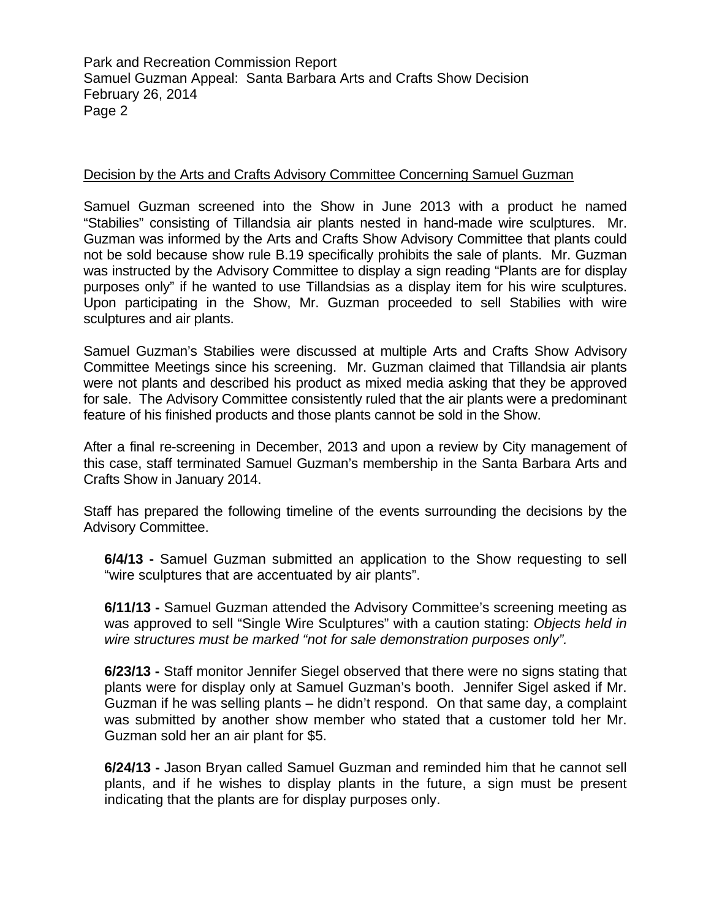Decision by the Arts and Crafts Advisory Committee Concerning Samuel Guzman

Samuel Guzman screened into the Show in June 2013 with a product he named "Stabilies" consisting of Tillandsia air plants nested in hand-made wire sculptures. Mr. Guzman was informed by the Arts and Crafts Show Advisory Committee that plants could not be sold because show rule B.19 specifically prohibits the sale of plants. Mr. Guzman was instructed by the Advisory Committee to display a sign reading "Plants are for display purposes only" if he wanted to use Tillandsias as a display item for his wire sculptures. Upon participating in the Show, Mr. Guzman proceeded to sell Stabilies with wire sculptures and air plants.

Samuel Guzman's Stabilies were discussed at multiple Arts and Crafts Show Advisory Committee Meetings since his screening. Mr. Guzman claimed that Tillandsia air plants were not plants and described his product as mixed media asking that they be approved for sale. The Advisory Committee consistently ruled that the air plants were a predominant feature of his finished products and those plants cannot be sold in the Show.

After a final re-screening in December, 2013 and upon a review by City management of this case, staff terminated Samuel Guzman's membership in the Santa Barbara Arts and Crafts Show in January 2014.

Staff has prepared the following timeline of the events surrounding the decisions by the Advisory Committee.

**6/4/13 -** Samuel Guzman submitted an application to the Show requesting to sell "wire sculptures that are accentuated by air plants".

**6/11/13 -** Samuel Guzman attended the Advisory Committee's screening meeting as was approved to sell "Single Wire Sculptures" with a caution stating: *Objects held in wire structures must be marked "not for sale demonstration purposes only".*

**6/23/13 -** Staff monitor Jennifer Siegel observed that there were no signs stating that plants were for display only at Samuel Guzman's booth. Jennifer Sigel asked if Mr. Guzman if he was selling plants – he didn't respond. On that same day, a complaint was submitted by another show member who stated that a customer told her Mr. Guzman sold her an air plant for $5.

**6/24/13 -** Jason Bryan called Samuel Guzman and reminded him that he cannot sell plants, and if he wishes to display plants in the future, a sign must be present indicating that the plants are for display purposes only.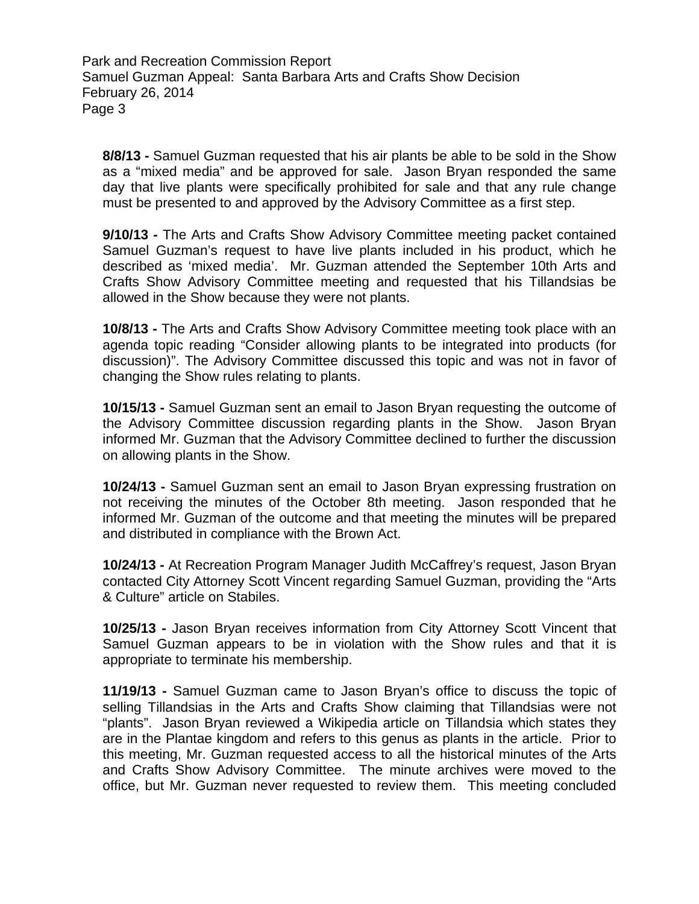**8/8/13 -** Samuel Guzman requested that his air plants be able to be sold in the Show as a "mixed media" and be approved for sale. Jason Bryan responded the same day that live plants were specifically prohibited for sale and that any rule change must be presented to and approved by the Advisory Committee as a first step.

**9/10/13 -** The Arts and Crafts Show Advisory Committee meeting packet contained Samuel Guzman's request to have live plants included in his product, which he described as 'mixed media'. Mr. Guzman attended the September 10th Arts and Crafts Show Advisory Committee meeting and requested that his Tillandsias be allowed in the Show because they were not plants.

**10/8/13 -** The Arts and Crafts Show Advisory Committee meeting took place with an agenda topic reading "Consider allowing plants to be integrated into products (for discussion)". The Advisory Committee discussed this topic and was not in favor of changing the Show rules relating to plants.

**10/15/13 -** Samuel Guzman sent an email to Jason Bryan requesting the outcome of the Advisory Committee discussion regarding plants in the Show. Jason Bryan informed Mr. Guzman that the Advisory Committee declined to further the discussion on allowing plants in the Show.

**10/24/13 -** Samuel Guzman sent an email to Jason Bryan expressing frustration on not receiving the minutes of the October 8th meeting. Jason responded that he informed Mr. Guzman of the outcome and that meeting the minutes will be prepared and distributed in compliance with the Brown Act.

**10/24/13 -** At Recreation Program Manager Judith McCaffrey's request, Jason Bryan contacted City Attorney Scott Vincent regarding Samuel Guzman, providing the "Arts & Culture" article on Stabiles.

**10/25/13 -** Jason Bryan receives information from City Attorney Scott Vincent that Samuel Guzman appears to be in violation with the Show rules and that it is appropriate to terminate his membership.

**11/19/13 -** Samuel Guzman came to Jason Bryan's office to discuss the topic of selling Tillandsias in the Arts and Crafts Show claiming that Tillandsias were not "plants". Jason Bryan reviewed a Wikipedia article on Tillandsia which states they are in the Plantae kingdom and refers to this genus as plants in the article. Prior to this meeting, Mr. Guzman requested access to all the historical minutes of the Arts and Crafts Show Advisory Committee. The minute archives were moved to the office, but Mr. Guzman never requested to review them. This meeting concluded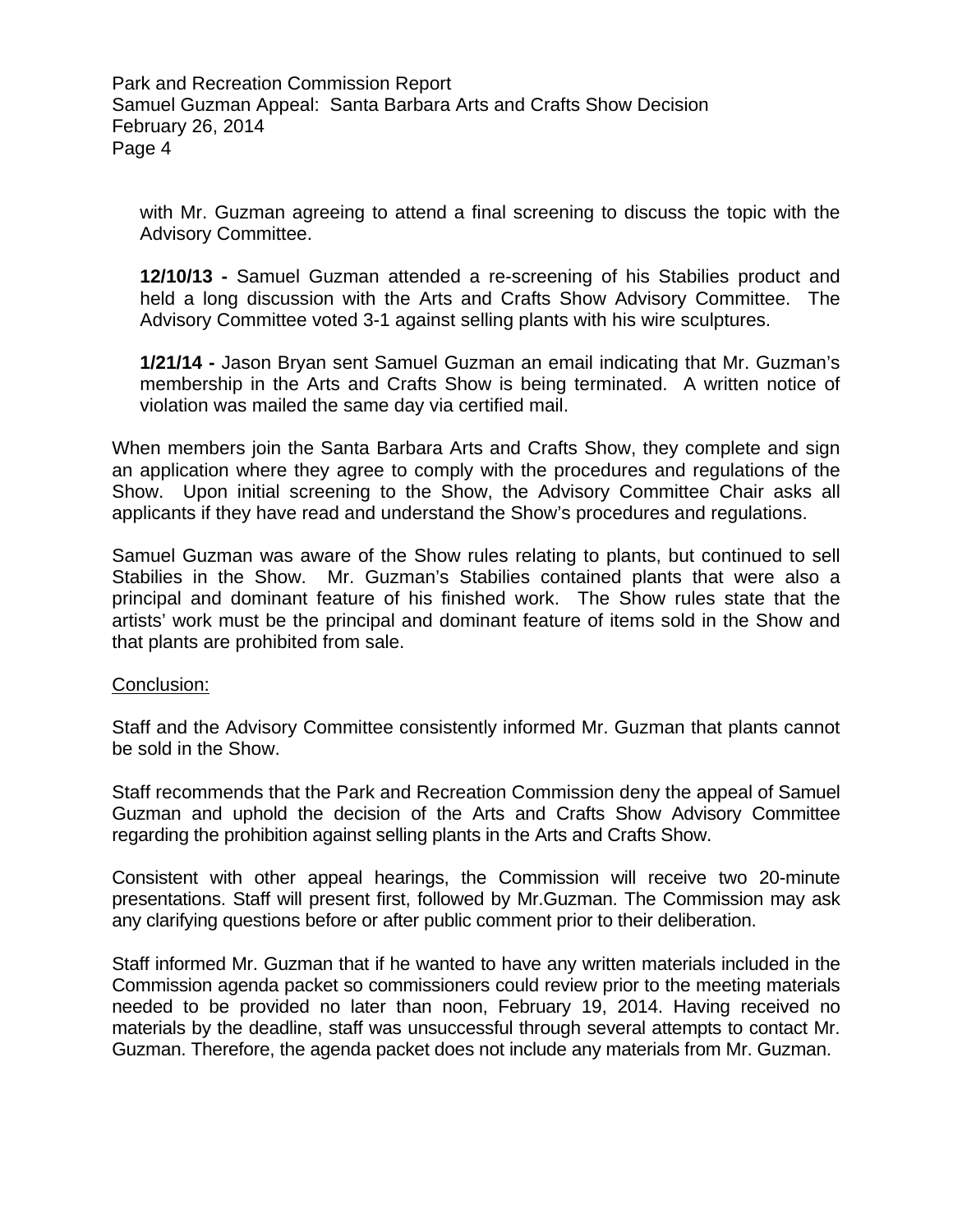with Mr. Guzman agreeing to attend a final screening to discuss the topic with the Advisory Committee.

**12/10/13 -** Samuel Guzman attended a re-screening of his Stabilies product and held a long discussion with the Arts and Crafts Show Advisory Committee. The Advisory Committee voted 3-1 against selling plants with his wire sculptures.

**1/21/14 -** Jason Bryan sent Samuel Guzman an email indicating that Mr. Guzman's membership in the Arts and Crafts Show is being terminated. A written notice of violation was mailed the same day via certified mail.

When members join the Santa Barbara Arts and Crafts Show, they complete and sign an application where they agree to comply with the procedures and regulations of the Show. Upon initial screening to the Show, the Advisory Committee Chair asks all applicants if they have read and understand the Show's procedures and regulations.

Samuel Guzman was aware of the Show rules relating to plants, but continued to sell Stabilies in the Show. Mr. Guzman's Stabilies contained plants that were also a principal and dominant feature of his finished work. The Show rules state that the artists' work must be the principal and dominant feature of items sold in the Show and that plants are prohibited from sale.

Conclusion:

Staff and the Advisory Committee consistently informed Mr. Guzman that plants cannot be sold in the Show.

Staff recommends that the Park and Recreation Commission deny the appeal of Samuel Guzman and uphold the decision of the Arts and Crafts Show Advisory Committee regarding the prohibition against selling plants in the Arts and Crafts Show.

Consistent with other appeal hearings, the Commission will receive two 20-minute presentations. Staff will present first, followed by Mr.Guzman. The Commission may ask any clarifying questions before or after public comment prior to their deliberation.

Staff informed Mr. Guzman that if he wanted to have any written materials included in the Commission agenda packet so commissioners could review prior to the meeting materials needed to be provided no later than noon, February 19, 2014. Having received no materials by the deadline, staff was unsuccessful through several attempts to contact Mr. Guzman. Therefore, the agenda packet does not include any materials from Mr. Guzman.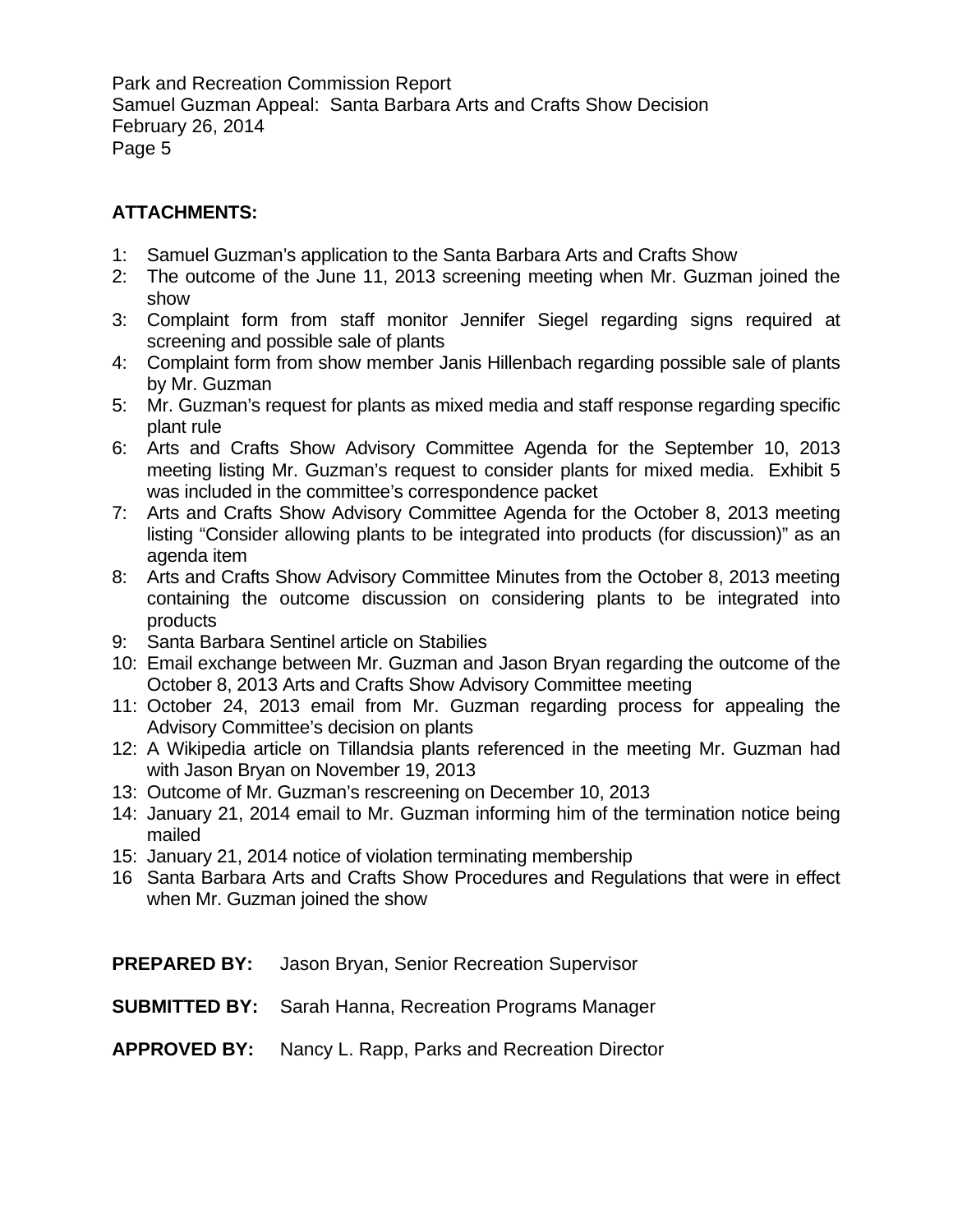**ATTACHMENTS:**

1: Samuel Guzman's application to the Santa Barbara Arts and Crafts Show
2: The outcome of the June 11, 2013 screening meeting when Mr. Guzman joined the show
3: Complaint form from staff monitor Jennifer Siegel regarding signs required at screening and possible sale of plants
4: Complaint form from show member Janis Hillenbach regarding possible sale of plants by Mr. Guzman
5: Mr. Guzman's request for plants as mixed media and staff response regarding specific plant rule
6: Arts and Crafts Show Advisory Committee Agenda for the September 10, 2013 meeting listing Mr. Guzman's request to consider plants for mixed media. Exhibit 5 was included in the committee's correspondence packet
7: Arts and Crafts Show Advisory Committee Agenda for the October 8, 2013 meeting listing "Consider allowing plants to be integrated into products (for discussion)" as an agenda item
8: Arts and Crafts Show Advisory Committee Minutes from the October 8, 2013 meeting containing the outcome discussion on considering plants to be integrated into products
9: Santa Barbara Sentinel article on Stabilies
10: Email exchange between Mr. Guzman and Jason Bryan regarding the outcome of the October 8, 2013 Arts and Crafts Show Advisory Committee meeting
11: October 24, 2013 email from Mr. Guzman regarding process for appealing the Advisory Committee's decision on plants
12: A Wikipedia article on Tillandsia plants referenced in the meeting Mr. Guzman had with Jason Bryan on November 19, 2013
13: Outcome of Mr. Guzman's rescreening on December 10, 2013
14: January 21, 2014 email to Mr. Guzman informing him of the termination notice being mailed
15: January 21, 2014 notice of violation terminating membership
16 Santa Barbara Arts and Crafts Show Procedures and Regulations that were in effect when Mr. Guzman joined the show

**PREPARED BY:** Jason Bryan, Senior Recreation Supervisor

**SUBMITTED BY:** Sarah Hanna, Recreation Programs Manager

**APPROVED BY:** Nancy L. Rapp, Parks and Recreation Director